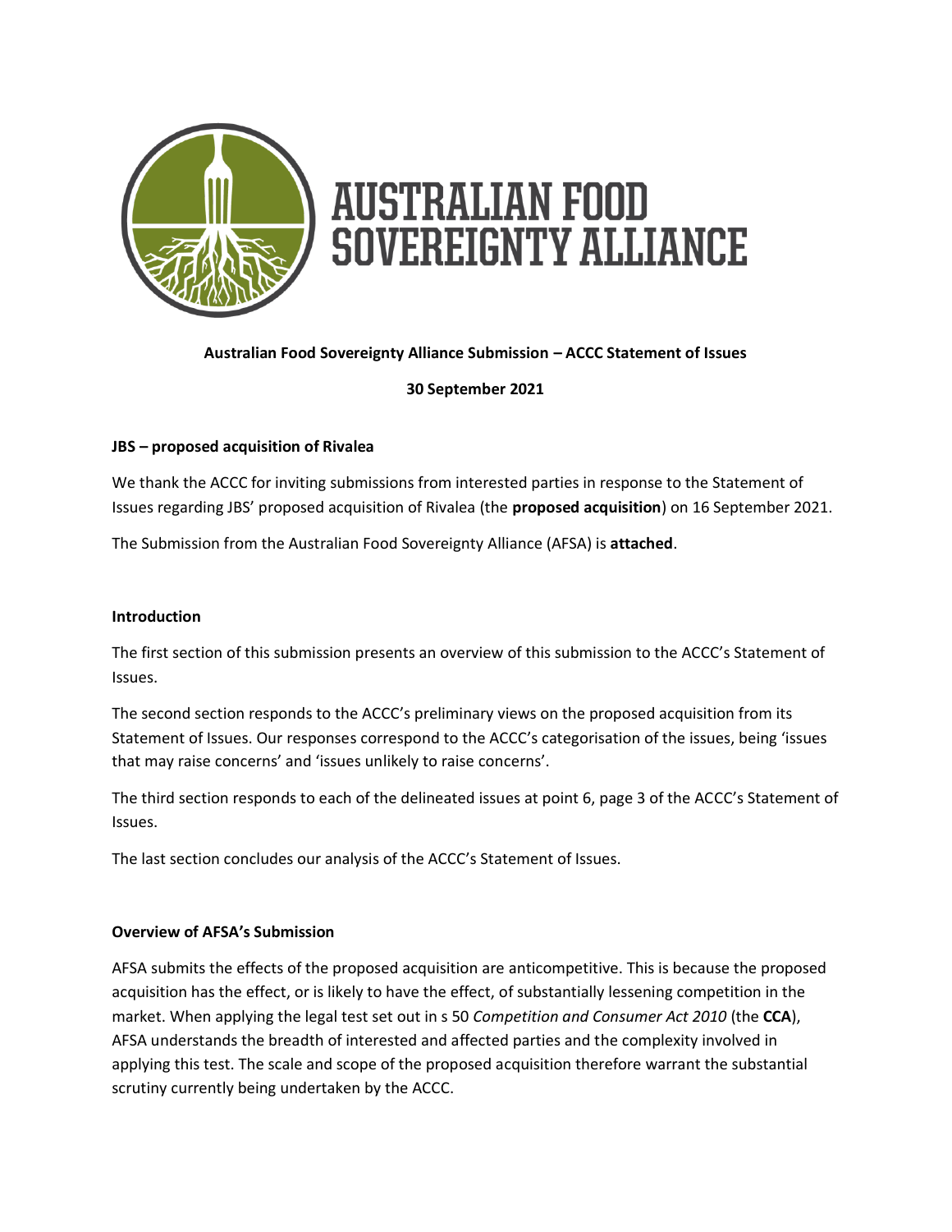# AUSTRALIAN FOOD SOVEREIGNTY ALLIANCE

**Australian Food Sovereignty Alliance Submission – ACCC Statement of Issues**

**30 September 2021**

**JBS – proposed acquisition of Rivalea**

We thank the ACCC for inviting submissions from interested parties in response to the Statement of Issues regarding JBS' proposed acquisition of Rivalea (the **proposed acquisition**) on 16 September 2021.

The Submission from the Australian Food Sovereignty Alliance (AFSA) is **attached**.

**Introduction**

The first section of this submission presents an overview of this submission to the ACCC's Statement of Issues.

The second section responds to the ACCC's preliminary views on the proposed acquisition from its Statement of Issues. Our responses correspond to the ACCC's categorisation of the issues, being 'issues that may raise concerns' and 'issues unlikely to raise concerns'.

The third section responds to each of the delineated issues at point 6, page 3 of the ACCC's Statement of Issues.

The last section concludes our analysis of the ACCC's Statement of Issues.

**Overview of AFSA's Submission**

AFSA submits the effects of the proposed acquisition are anticompetitive. This is because the proposed acquisition has the effect, or is likely to have the effect, of substantially lessening competition in the market. When applying the legal test set out in s 50 *Competition and Consumer Act 2010* (the **CCA**), AFSA understands the breadth of interested and affected parties and the complexity involved in applying this test. The scale and scope of the proposed acquisition therefore warrant the substantial scrutiny currently being undertaken by the ACCC.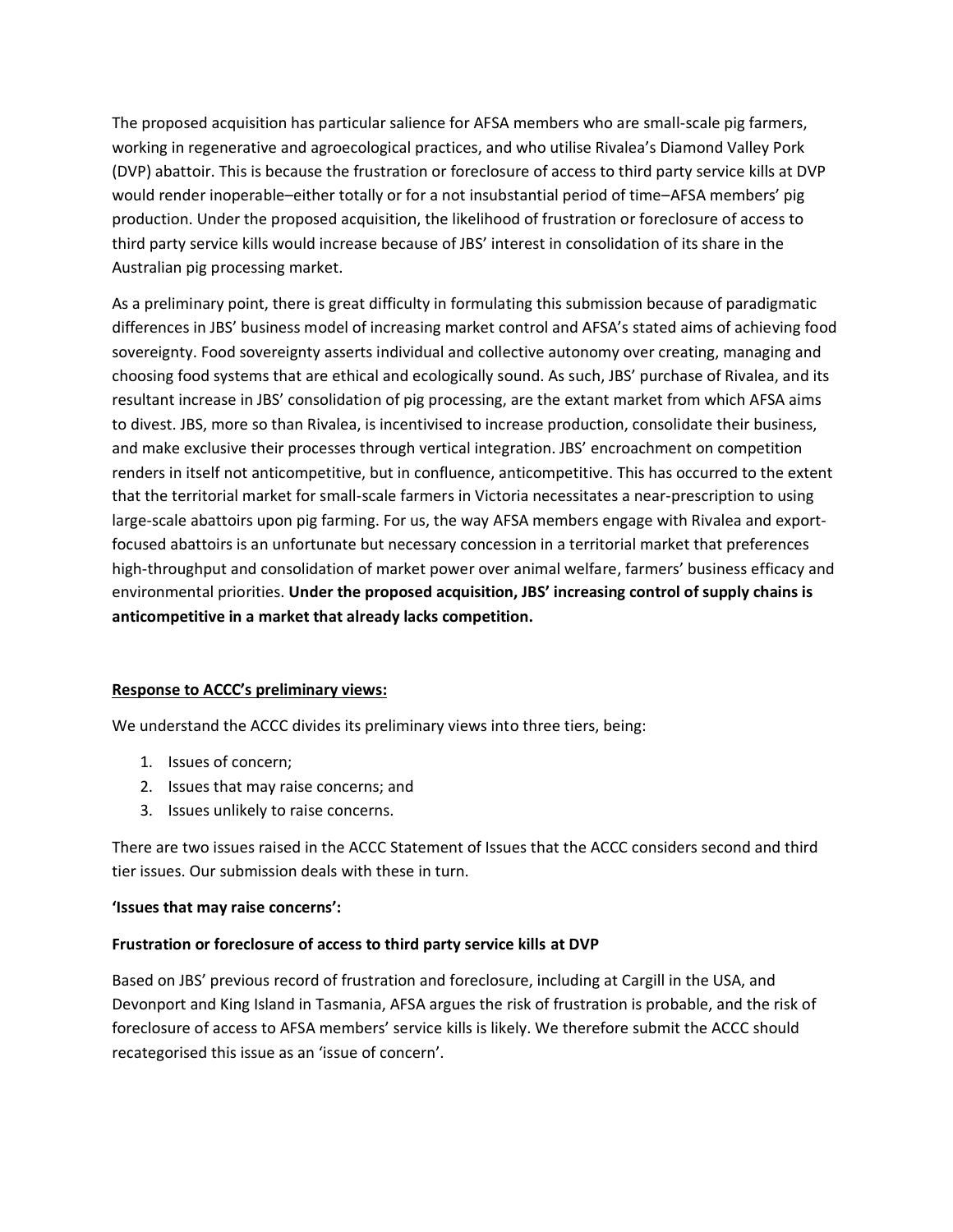The proposed acquisition has particular salience for AFSA members who are small-scale pig farmers, working in regenerative and agroecological practices, and who utilise Rivalea's Diamond Valley Pork (DVP) abattoir. This is because the frustration or foreclosure of access to third party service kills at DVP would render inoperable–either totally or for a not insubstantial period of time–AFSA members' pig production. Under the proposed acquisition, the likelihood of frustration or foreclosure of access to third party service kills would increase because of JBS' interest in consolidation of its share in the Australian pig processing market.

As a preliminary point, there is great difficulty in formulating this submission because of paradigmatic differences in JBS' business model of increasing market control and AFSA's stated aims of achieving food sovereignty. Food sovereignty asserts individual and collective autonomy over creating, managing and choosing food systems that are ethical and ecologically sound. As such, JBS' purchase of Rivalea, and its resultant increase in JBS' consolidation of pig processing, are the extant market from which AFSA aims to divest. JBS, more so than Rivalea, is incentivised to increase production, consolidate their business, and make exclusive their processes through vertical integration. JBS' encroachment on competition renders in itself not anticompetitive, but in confluence, anticompetitive. This has occurred to the extent that the territorial market for small-scale farmers in Victoria necessitates a near-prescription to using large-scale abattoirs upon pig farming. For us, the way AFSA members engage with Rivalea and export-focused abattoirs is an unfortunate but necessary concession in a territorial market that preferences high-throughput and consolidation of market power over animal welfare, farmers' business efficacy and environmental priorities. **Under the proposed acquisition, JBS' increasing control of supply chains is anticompetitive in a market that already lacks competition.**

**Response to ACCC's preliminary views:**

We understand the ACCC divides its preliminary views into three tiers, being:

1. Issues of concern;
2. Issues that may raise concerns; and
3. Issues unlikely to raise concerns.

There are two issues raised in the ACCC Statement of Issues that the ACCC considers second and third tier issues. Our submission deals with these in turn.

**'Issues that may raise concerns':**

**Frustration or foreclosure of access to third party service kills at DVP**

Based on JBS' previous record of frustration and foreclosure, including at Cargill in the USA, and Devonport and King Island in Tasmania, AFSA argues the risk of frustration is probable, and the risk of foreclosure of access to AFSA members' service kills is likely. We therefore submit the ACCC should recategorised this issue as an 'issue of concern'.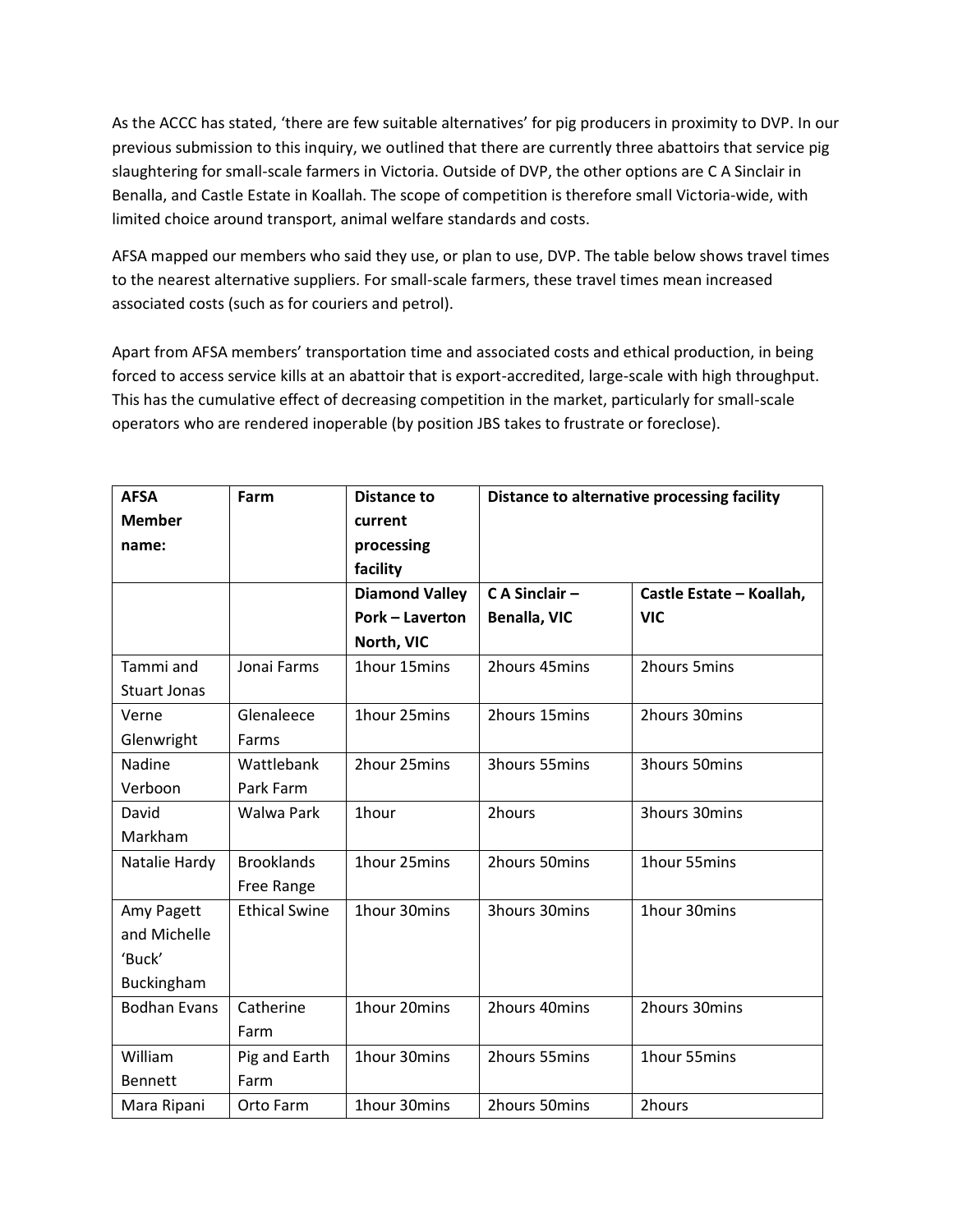As the ACCC has stated, 'there are few suitable alternatives' for pig producers in proximity to DVP. In our previous submission to this inquiry, we outlined that there are currently three abattoirs that service pig slaughtering for small-scale farmers in Victoria. Outside of DVP, the other options are C A Sinclair in Benalla, and Castle Estate in Koallah. The scope of competition is therefore small Victoria-wide, with limited choice around transport, animal welfare standards and costs.

AFSA mapped our members who said they use, or plan to use, DVP. The table below shows travel times to the nearest alternative suppliers. For small-scale farmers, these travel times mean increased associated costs (such as for couriers and petrol).

Apart from AFSA members' transportation time and associated costs and ethical production, in being forced to access service kills at an abattoir that is export-accredited, large-scale with high throughput. This has the cumulative effect of decreasing competition in the market, particularly for small-scale operators who are rendered inoperable (by position JBS takes to frustrate or foreclose).

| **AFSA Member name:** | **Farm** | **Distance to current processing facility** | **Distance to alternative processing facility** | |
|---|---|---|---|---|
| | | **Diamond Valley Pork – Laverton North, VIC** | **C A Sinclair – Benalla, VIC** | **Castle Estate – Koallah, VIC** |
| Tammi and Stuart Jonas | Jonai Farms | 1hour 15mins | 2hours 45mins | 2hours 5mins |
| Verne Glenwright | Glenaleece Farms | 1hour 25mins | 2hours 15mins | 2hours 30mins |
| Nadine Verboon | Wattlebank Park Farm | 2hour 25mins | 3hours 55mins | 3hours 50mins |
| David Markham | Walwa Park | 1hour | 2hours | 3hours 30mins |
| Natalie Hardy | Brooklands Free Range | 1hour 25mins | 2hours 50mins | 1hour 55mins |
| Amy Pagett and Michelle 'Buck' Buckingham | Ethical Swine | 1hour 30mins | 3hours 30mins | 1hour 30mins |
| Bodhan Evans | Catherine Farm | 1hour 20mins | 2hours 40mins | 2hours 30mins |
| William Bennett | Pig and Earth Farm | 1hour 30mins | 2hours 55mins | 1hour 55mins |
| Mara Ripani | Orto Farm | 1hour 30mins | 2hours 50mins | 2hours |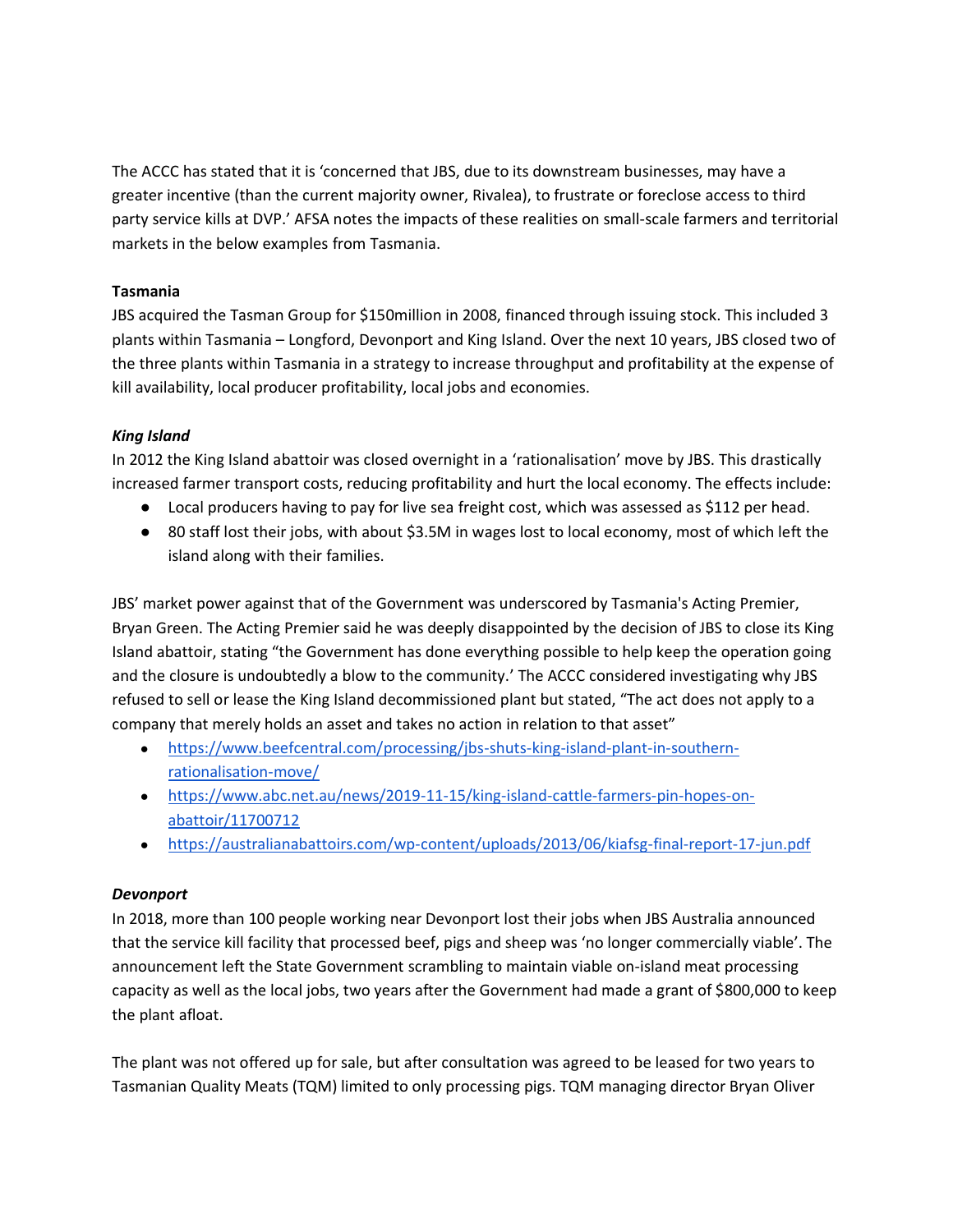The ACCC has stated that it is 'concerned that JBS, due to its downstream businesses, may have a greater incentive (than the current majority owner, Rivalea), to frustrate or foreclose access to third party service kills at DVP.' AFSA notes the impacts of these realities on small-scale farmers and territorial markets in the below examples from Tasmania.

**Tasmania**

JBS acquired the Tasman Group for $150million in 2008, financed through issuing stock. This included 3 plants within Tasmania – Longford, Devonport and King Island. Over the next 10 years, JBS closed two of the three plants within Tasmania in a strategy to increase throughput and profitability at the expense of kill availability, local producer profitability, local jobs and economies.

***King Island***

In 2012 the King Island abattoir was closed overnight in a 'rationalisation' move by JBS. This drastically increased farmer transport costs, reducing profitability and hurt the local economy. The effects include:

- Local producers having to pay for live sea freight cost, which was assessed as $112 per head.
- 80 staff lost their jobs, with about $3.5M in wages lost to local economy, most of which left the island along with their families.

JBS' market power against that of the Government was underscored by Tasmania's Acting Premier, Bryan Green. The Acting Premier said he was deeply disappointed by the decision of JBS to close its King Island abattoir, stating "the Government has done everything possible to help keep the operation going and the closure is undoubtedly a blow to the community.' The ACCC considered investigating why JBS refused to sell or lease the King Island decommissioned plant but stated, "The act does not apply to a company that merely holds an asset and takes no action in relation to that asset"

- https://www.beefcentral.com/processing/jbs-shuts-king-island-plant-in-southern-rationalisation-move/
- https://www.abc.net.au/news/2019-11-15/king-island-cattle-farmers-pin-hopes-on-abattoir/11700712
- https://australianabattoirs.com/wp-content/uploads/2013/06/kiafsg-final-report-17-jun.pdf

***Devonport***

In 2018, more than 100 people working near Devonport lost their jobs when JBS Australia announced that the service kill facility that processed beef, pigs and sheep was 'no longer commercially viable'. The announcement left the State Government scrambling to maintain viable on-island meat processing capacity as well as the local jobs, two years after the Government had made a grant of $800,000 to keep the plant afloat.

The plant was not offered up for sale, but after consultation was agreed to be leased for two years to Tasmanian Quality Meats (TQM) limited to only processing pigs. TQM managing director Bryan Oliver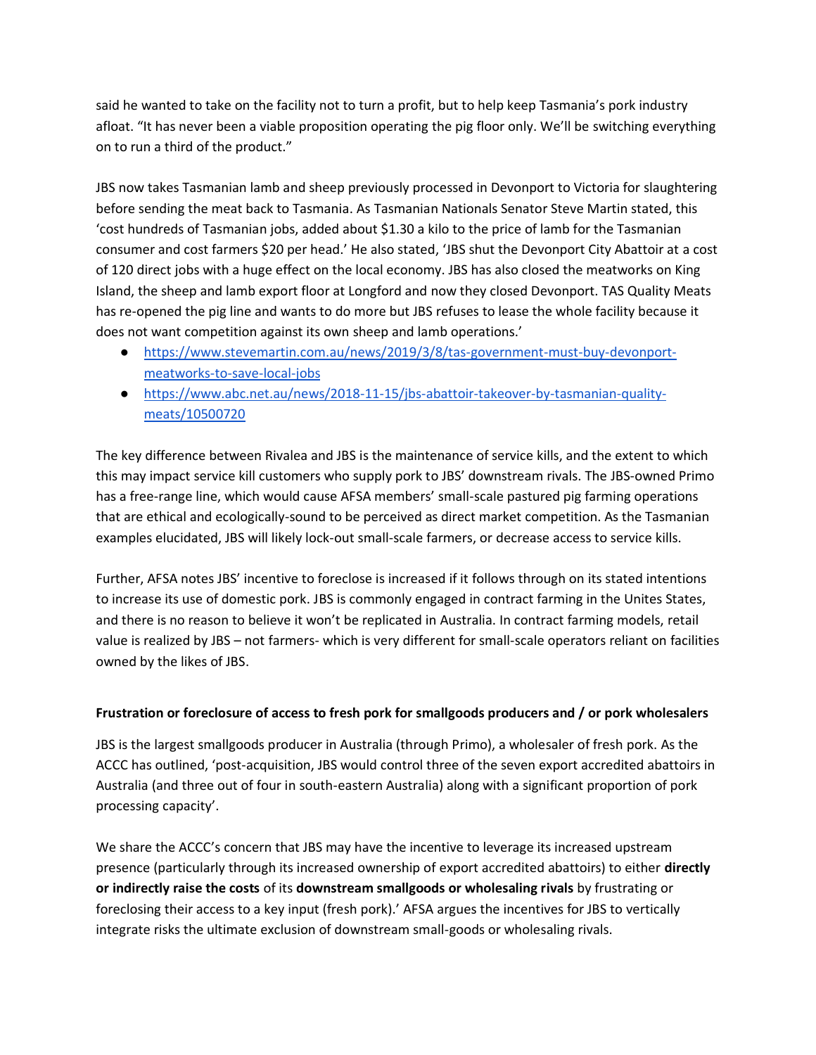said he wanted to take on the facility not to turn a profit, but to help keep Tasmania's pork industry afloat. "It has never been a viable proposition operating the pig floor only. We'll be switching everything on to run a third of the product."

JBS now takes Tasmanian lamb and sheep previously processed in Devonport to Victoria for slaughtering before sending the meat back to Tasmania. As Tasmanian Nationals Senator Steve Martin stated, this 'cost hundreds of Tasmanian jobs, added about $1.30 a kilo to the price of lamb for the Tasmanian consumer and cost farmers $20 per head.' He also stated, 'JBS shut the Devonport City Abattoir at a cost of 120 direct jobs with a huge effect on the local economy. JBS has also closed the meatworks on King Island, the sheep and lamb export floor at Longford and now they closed Devonport. TAS Quality Meats has re-opened the pig line and wants to do more but JBS refuses to lease the whole facility because it does not want competition against its own sheep and lamb operations.'

- https://www.stevemartin.com.au/news/2019/3/8/tas-government-must-buy-devonport-meatworks-to-save-local-jobs
- https://www.abc.net.au/news/2018-11-15/jbs-abattoir-takeover-by-tasmanian-quality-meats/10500720

The key difference between Rivalea and JBS is the maintenance of service kills, and the extent to which this may impact service kill customers who supply pork to JBS' downstream rivals. The JBS-owned Primo has a free-range line, which would cause AFSA members' small-scale pastured pig farming operations that are ethical and ecologically-sound to be perceived as direct market competition. As the Tasmanian examples elucidated, JBS will likely lock-out small-scale farmers, or decrease access to service kills.

Further, AFSA notes JBS' incentive to foreclose is increased if it follows through on its stated intentions to increase its use of domestic pork. JBS is commonly engaged in contract farming in the Unites States, and there is no reason to believe it won't be replicated in Australia. In contract farming models, retail value is realized by JBS – not farmers- which is very different for small-scale operators reliant on facilities owned by the likes of JBS.

**Frustration or foreclosure of access to fresh pork for smallgoods producers and / or pork wholesalers**

JBS is the largest smallgoods producer in Australia (through Primo), a wholesaler of fresh pork. As the ACCC has outlined, 'post-acquisition, JBS would control three of the seven export accredited abattoirs in Australia (and three out of four in south-eastern Australia) along with a significant proportion of pork processing capacity'.

We share the ACCC's concern that JBS may have the incentive to leverage its increased upstream presence (particularly through its increased ownership of export accredited abattoirs) to either **directly or indirectly raise the costs** of its **downstream smallgoods or wholesaling rivals** by frustrating or foreclosing their access to a key input (fresh pork).' AFSA argues the incentives for JBS to vertically integrate risks the ultimate exclusion of downstream small-goods or wholesaling rivals.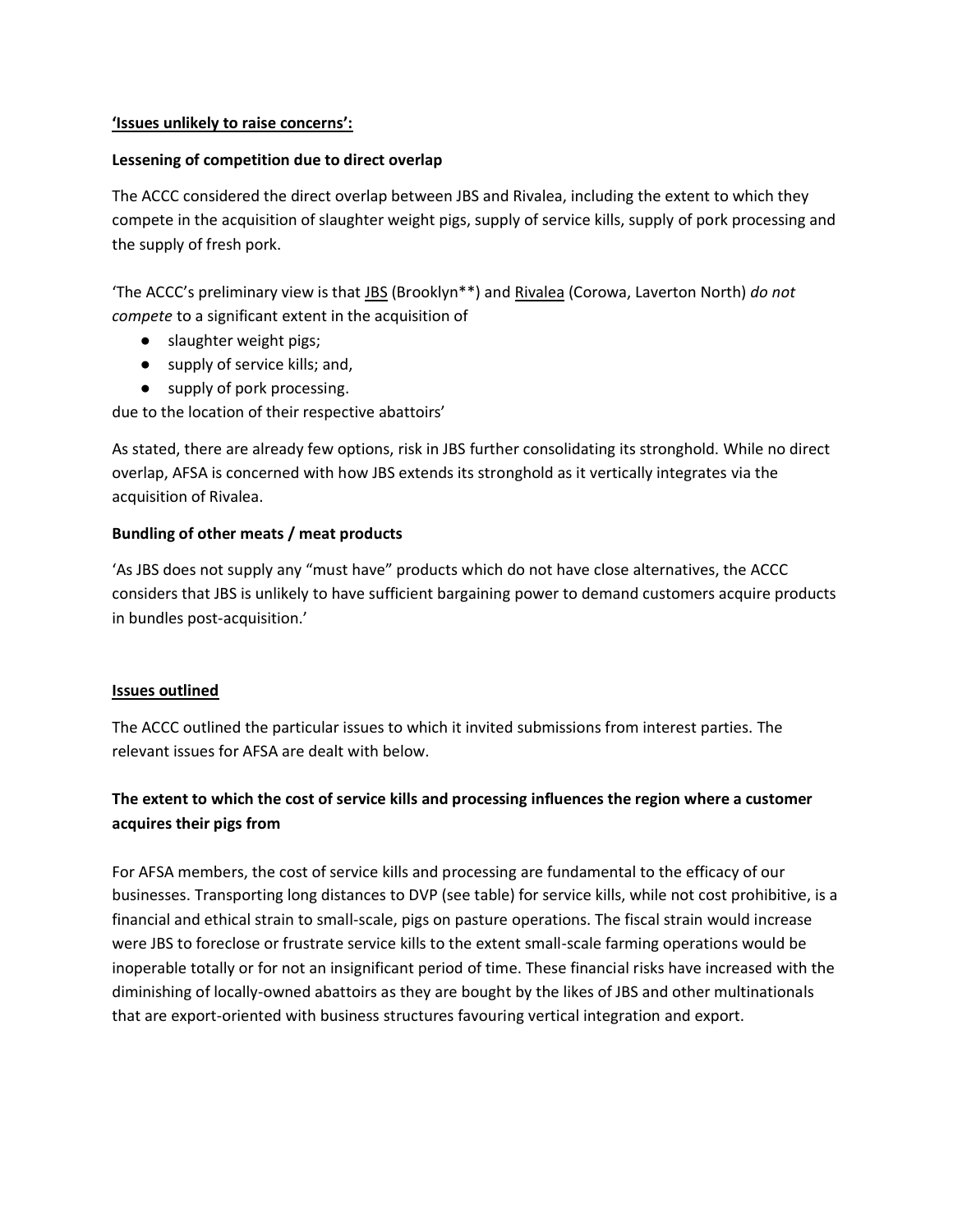**'Issues unlikely to raise concerns':**

**Lessening of competition due to direct overlap**

The ACCC considered the direct overlap between JBS and Rivalea, including the extent to which they compete in the acquisition of slaughter weight pigs, supply of service kills, supply of pork processing and the supply of fresh pork.

'The ACCC's preliminary view is that JBS (Brooklyn**) and Rivalea (Corowa, Laverton North) *do not compete* to a significant extent in the acquisition of

- slaughter weight pigs;
- supply of service kills; and,
- supply of pork processing.

due to the location of their respective abattoirs'

As stated, there are already few options, risk in JBS further consolidating its stronghold. While no direct overlap, AFSA is concerned with how JBS extends its stronghold as it vertically integrates via the acquisition of Rivalea.

**Bundling of other meats / meat products**

'As JBS does not supply any "must have" products which do not have close alternatives, the ACCC considers that JBS is unlikely to have sufficient bargaining power to demand customers acquire products in bundles post-acquisition.'

**Issues outlined**

The ACCC outlined the particular issues to which it invited submissions from interest parties. The relevant issues for AFSA are dealt with below.

**The extent to which the cost of service kills and processing influences the region where a customer acquires their pigs from**

For AFSA members, the cost of service kills and processing are fundamental to the efficacy of our businesses. Transporting long distances to DVP (see table) for service kills, while not cost prohibitive, is a financial and ethical strain to small-scale, pigs on pasture operations. The fiscal strain would increase were JBS to foreclose or frustrate service kills to the extent small-scale farming operations would be inoperable totally or for not an insignificant period of time. These financial risks have increased with the diminishing of locally-owned abattoirs as they are bought by the likes of JBS and other multinationals that are export-oriented with business structures favouring vertical integration and export.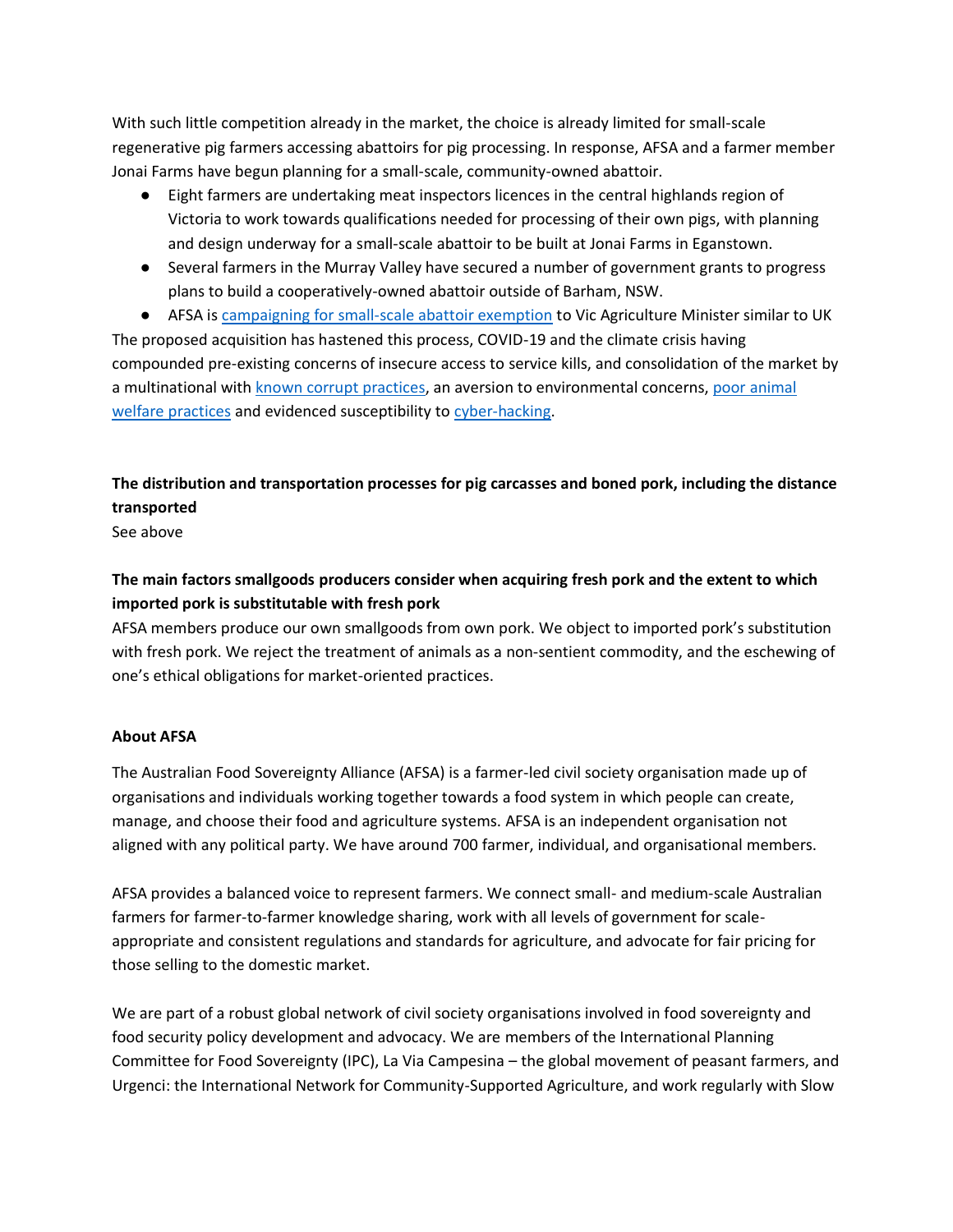With such little competition already in the market, the choice is already limited for small-scale regenerative pig farmers accessing abattoirs for pig processing. In response, AFSA and a farmer member Jonai Farms have begun planning for a small-scale, community-owned abattoir.

- Eight farmers are undertaking meat inspectors licences in the central highlands region of Victoria to work towards qualifications needed for processing of their own pigs, with planning and design underway for a small-scale abattoir to be built at Jonai Farms in Eganstown.
- Several farmers in the Murray Valley have secured a number of government grants to progress plans to build a cooperatively-owned abattoir outside of Barham, NSW.
- AFSA is campaigning for small-scale abattoir exemption to Vic Agriculture Minister similar to UK

The proposed acquisition has hastened this process, COVID-19 and the climate crisis having compounded pre-existing concerns of insecure access to service kills, and consolidation of the market by a multinational with known corrupt practices, an aversion to environmental concerns, poor animal welfare practices and evidenced susceptibility to cyber-hacking.

**The distribution and transportation processes for pig carcasses and boned pork, including the distance transported**

See above

**The main factors smallgoods producers consider when acquiring fresh pork and the extent to which imported pork is substitutable with fresh pork**

AFSA members produce our own smallgoods from own pork. We object to imported pork's substitution with fresh pork. We reject the treatment of animals as a non-sentient commodity, and the eschewing of one's ethical obligations for market-oriented practices.

**About AFSA**

The Australian Food Sovereignty Alliance (AFSA) is a farmer-led civil society organisation made up of organisations and individuals working together towards a food system in which people can create, manage, and choose their food and agriculture systems. AFSA is an independent organisation not aligned with any political party. We have around 700 farmer, individual, and organisational members.

AFSA provides a balanced voice to represent farmers. We connect small- and medium-scale Australian farmers for farmer-to-farmer knowledge sharing, work with all levels of government for scale-appropriate and consistent regulations and standards for agriculture, and advocate for fair pricing for those selling to the domestic market.

We are part of a robust global network of civil society organisations involved in food sovereignty and food security policy development and advocacy. We are members of the International Planning Committee for Food Sovereignty (IPC), La Via Campesina – the global movement of peasant farmers, and Urgenci: the International Network for Community-Supported Agriculture, and work regularly with Slow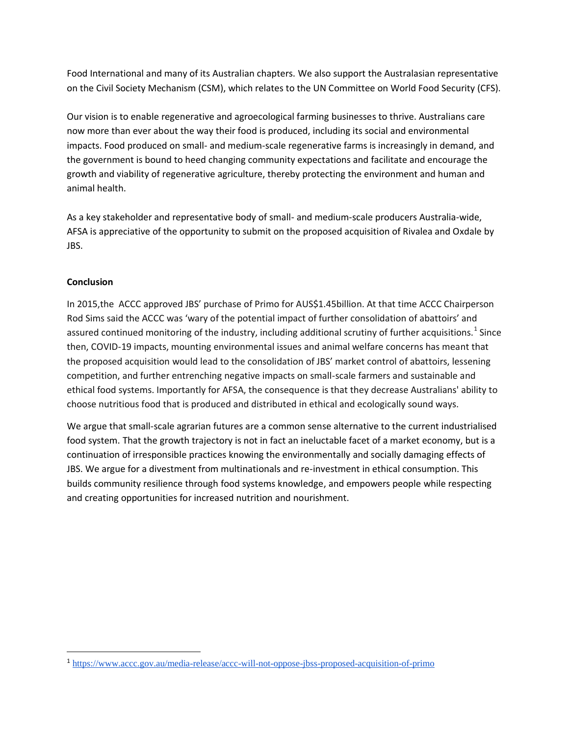Food International and many of its Australian chapters. We also support the Australasian representative on the Civil Society Mechanism (CSM), which relates to the UN Committee on World Food Security (CFS).

Our vision is to enable regenerative and agroecological farming businesses to thrive. Australians care now more than ever about the way their food is produced, including its social and environmental impacts. Food produced on small- and medium-scale regenerative farms is increasingly in demand, and the government is bound to heed changing community expectations and facilitate and encourage the growth and viability of regenerative agriculture, thereby protecting the environment and human and animal health.

As a key stakeholder and representative body of small- and medium-scale producers Australia-wide, AFSA is appreciative of the opportunity to submit on the proposed acquisition of Rivalea and Oxdale by JBS.

**Conclusion**

In 2015,the ACCC approved JBS' purchase of Primo for AUS$1.45billion. At that time ACCC Chairperson Rod Sims said the ACCC was 'wary of the potential impact of further consolidation of abattoirs' and assured continued monitoring of the industry, including additional scrutiny of further acquisitions.[1] Since then, COVID-19 impacts, mounting environmental issues and animal welfare concerns has meant that the proposed acquisition would lead to the consolidation of JBS' market control of abattoirs, lessening competition, and further entrenching negative impacts on small-scale farmers and sustainable and ethical food systems. Importantly for AFSA, the consequence is that they decrease Australians' ability to choose nutritious food that is produced and distributed in ethical and ecologically sound ways.

We argue that small-scale agrarian futures are a common sense alternative to the current industrialised food system. That the growth trajectory is not in fact an ineluctable facet of a market economy, but is a continuation of irresponsible practices knowing the environmentally and socially damaging effects of JBS. We argue for a divestment from multinationals and re-investment in ethical consumption. This builds community resilience through food systems knowledge, and empowers people while respecting and creating opportunities for increased nutrition and nourishment.

---

[1] https://www.accc.gov.au/media-release/accc-will-not-oppose-jbss-proposed-acquisition-of-primo